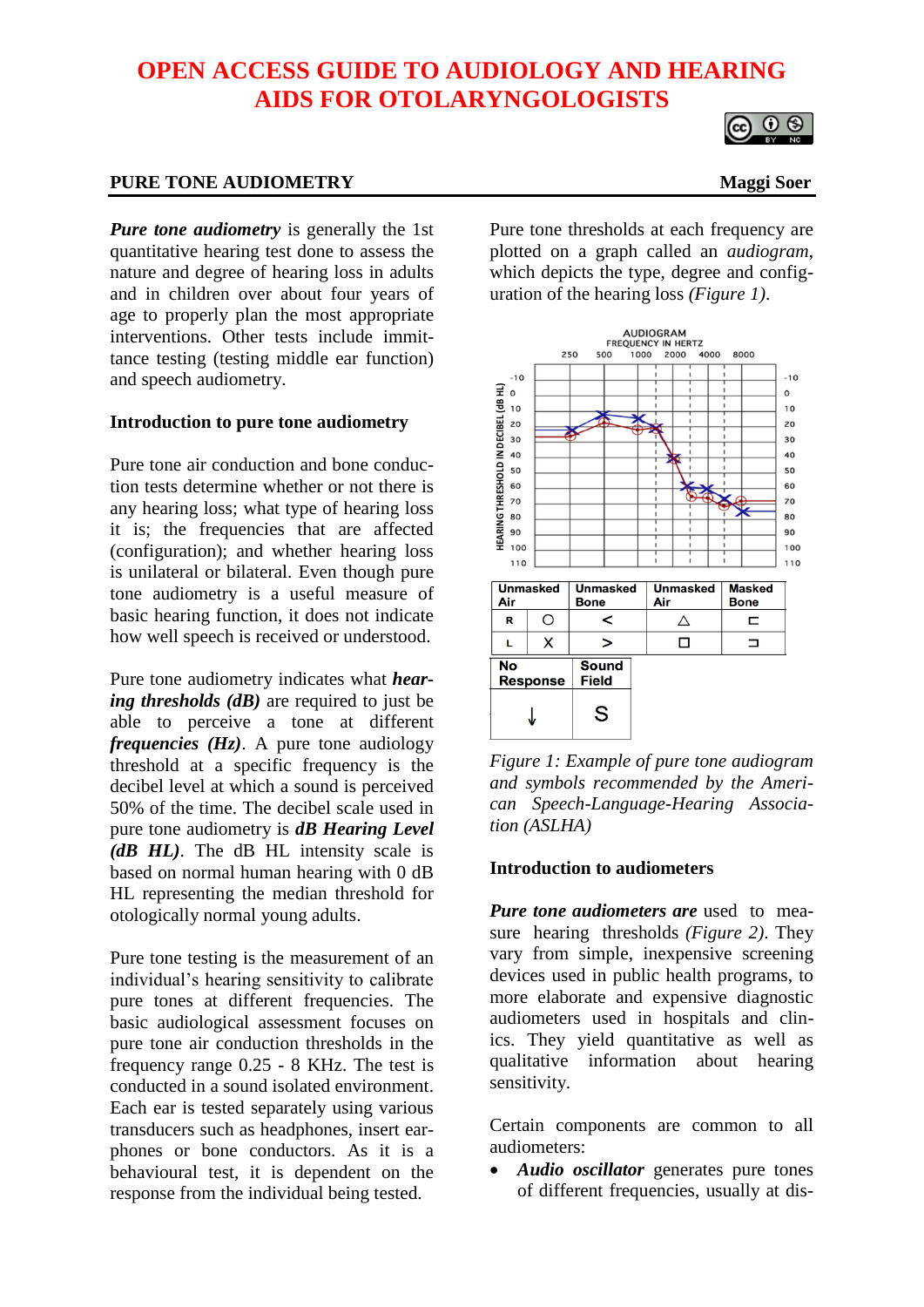# OPEN ACCESS GUIDE TO AUDIOLOGY AND HEARING AIDS FOR OTOLARYNGOLOGISTS

## PURE TONE AUDIOMETRY

**Maggi Soer**

***Pure tone audiometry*** is generally the 1st quantitative hearing test done to assess the nature and degree of hearing loss in adults and in children over about four years of age to properly plan the most appropriate interventions. Other tests include immittance testing (testing middle ear function) and speech audiometry.

### Introduction to pure tone audiometry

Pure tone air conduction and bone conduction tests determine whether or not there is any hearing loss; what type of hearing loss it is; the frequencies that are affected (configuration); and whether hearing loss is unilateral or bilateral. Even though pure tone audiometry is a useful measure of basic hearing function, it does not indicate how well speech is received or understood.

Pure tone audiometry indicates what ***hearing thresholds (dB)*** are required to just be able to perceive a tone at different ***frequencies (Hz)***. A pure tone audiology threshold at a specific frequency is the decibel level at which a sound is perceived 50% of the time. The decibel scale used in pure tone audiometry is ***dB Hearing Level (dB HL)***. The dB HL intensity scale is based on normal human hearing with 0 dB HL representing the median threshold for otologically normal young adults.

Pure tone testing is the measurement of an individual's hearing sensitivity to calibrate pure tones at different frequencies. The basic audiological assessment focuses on pure tone air conduction thresholds in the frequency range 0.25 - 8 KHz. The test is conducted in a sound isolated environment. Each ear is tested separately using various transducers such as headphones, insert earphones or bone conductors. As it is a behavioural test, it is dependent on the response from the individual being tested.

Pure tone thresholds at each frequency are plotted on a graph called an *audiogram*, which depicts the type, degree and configuration of the hearing loss *(Figure 1)*.

AUDIOGRAM
FREQUENCY IN HERTZ
250 500 1000 2000 4000 8000
HEARING THRESHOLD IN DECIBEL (dB HL)
-10 0 10 20 30 40 50 60 70 80 90 100 110

| | Unmasked Air | Unmasked Bone | Unmasked Air | Masked Bone |
|---|---|---|---|---|
| R | O | < | △ | [ |
| L | X | > | □ | ] |

| No Response | Sound Field |
|---|---|
| ↓ | S |

*Figure 1: Example of pure tone audiogram and symbols recommended by the American Speech-Language-Hearing Association (ASLHA)*

### Introduction to audiometers

***Pure tone audiometers are*** used to measure hearing thresholds *(Figure 2)*. They vary from simple, inexpensive screening devices used in public health programs, to more elaborate and expensive diagnostic audiometers used in hospitals and clinics. They yield quantitative as well as qualitative information about hearing sensitivity.

Certain components are common to all audiometers:

- ***Audio oscillator*** generates pure tones of different frequencies, usually at dis-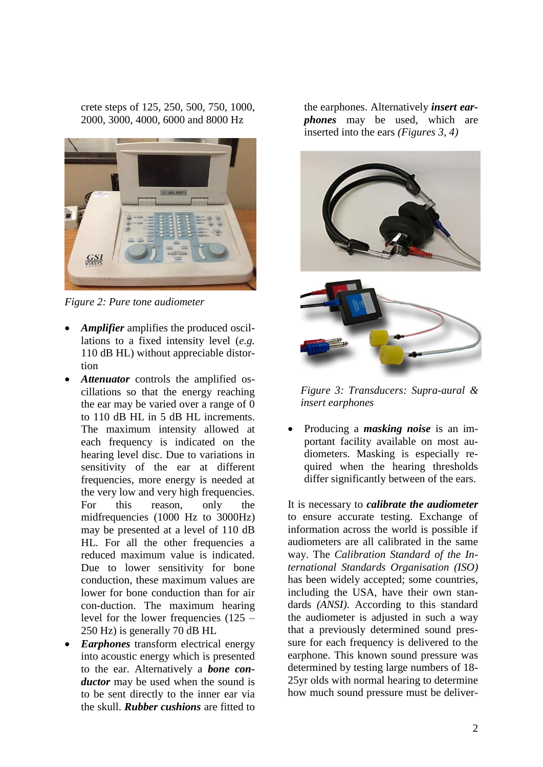crete steps of 125, 250, 500, 750, 1000, 2000, 3000, 4000, 6000 and 8000 Hz

*Figure 2: Pure tone audiometer*

- ***Amplifier*** amplifies the produced oscillations to a fixed intensity level (*e.g.* 110 dB HL) without appreciable distortion
- ***Attenuator*** controls the amplified oscillations so that the energy reaching the ear may be varied over a range of 0 to 110 dB HL in 5 dB HL increments. The maximum intensity allowed at each frequency is indicated on the hearing level disc. Due to variations in sensitivity of the ear at different frequencies, more energy is needed at the very low and very high frequencies. For this reason, only the midfrequencies (1000 Hz to 3000Hz) may be presented at a level of 110 dB HL. For all the other frequencies a reduced maximum value is indicated. Due to lower sensitivity for bone conduction, these maximum values are lower for bone conduction than for air con-duction. The maximum hearing level for the lower frequencies (125 – 250 Hz) is generally 70 dB HL
- ***Earphones*** transform electrical energy into acoustic energy which is presented to the ear. Alternatively a ***bone conductor*** may be used when the sound is to be sent directly to the inner ear via the skull. ***Rubber cushions*** are fitted to the earphones. Alternatively ***insert earphones*** may be used, which are inserted into the ears *(Figures 3, 4)*

*Figure 3: Transducers: Supra-aural & insert earphones*

- Producing a ***masking noise*** is an important facility available on most audiometers. Masking is especially required when the hearing thresholds differ significantly between of the ears.

It is necessary to ***calibrate the audiometer*** to ensure accurate testing. Exchange of information across the world is possible if audiometers are all calibrated in the same way. The *Calibration Standard of the International Standards Organisation (ISO)* has been widely accepted; some countries, including the USA, have their own standards *(ANSI)*. According to this standard the audiometer is adjusted in such a way that a previously determined sound pressure for each frequency is delivered to the earphone. This known sound pressure was determined by testing large numbers of 18-25yr olds with normal hearing to determine how much sound pressure must be deliver-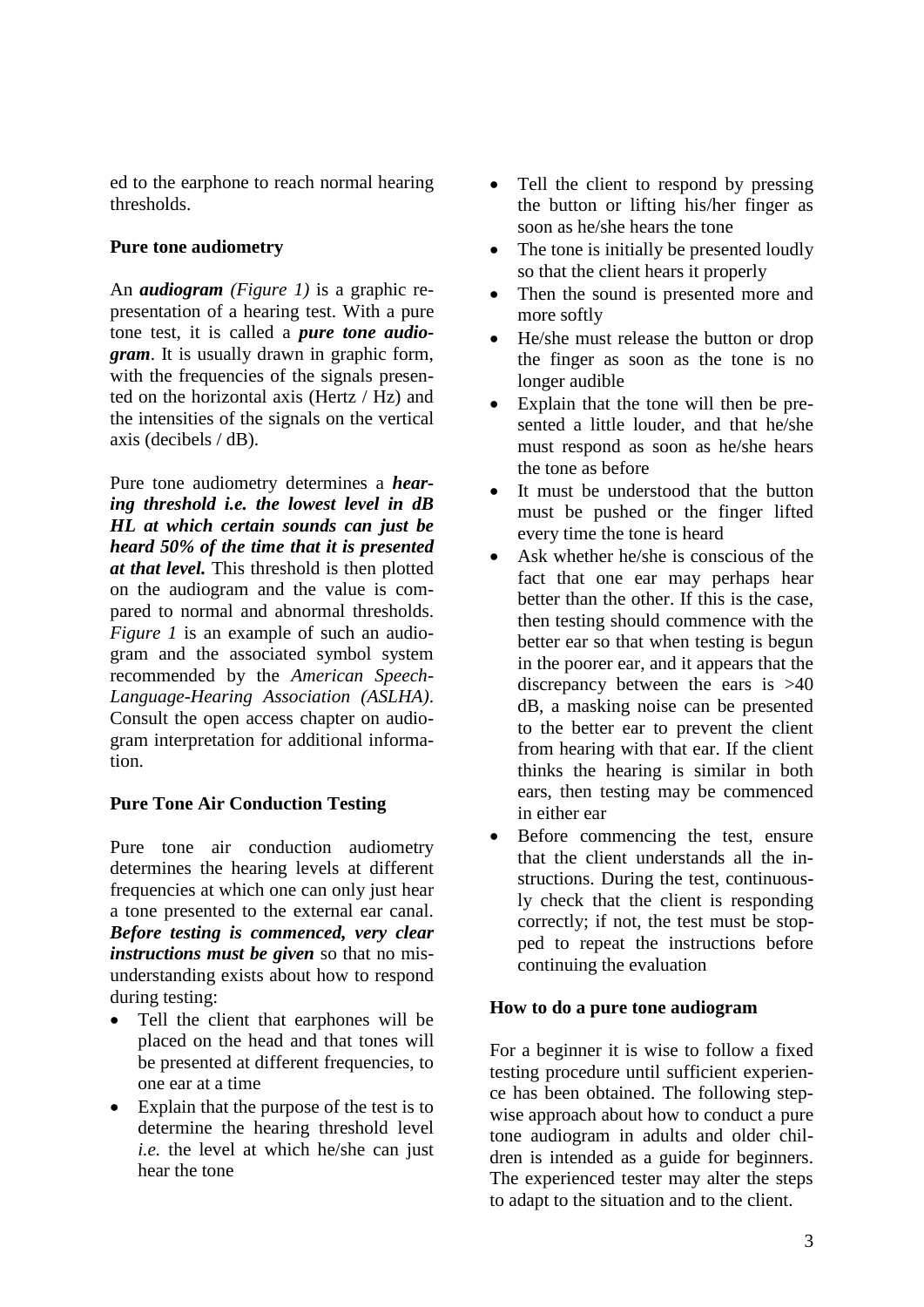ed to the earphone to reach normal hearing thresholds.

**Pure tone audiometry**

An ***audiogram*** *(Figure 1)* is a graphic representation of a hearing test. With a pure tone test, it is called a ***pure tone audiogram***. It is usually drawn in graphic form, with the frequencies of the signals presented on the horizontal axis (Hertz / Hz) and the intensities of the signals on the vertical axis (decibels / dB).

Pure tone audiometry determines a ***hearing threshold i.e. the lowest level in dB HL at which certain sounds can just be heard 50% of the time that it is presented at that level.*** This threshold is then plotted on the audiogram and the value is compared to normal and abnormal thresholds. *Figure 1* is an example of such an audiogram and the associated symbol system recommended by the *American Speech-Language-Hearing Association (ASLHA)*. Consult the open access chapter on audiogram interpretation for additional information.

**Pure Tone Air Conduction Testing**

Pure tone air conduction audiometry determines the hearing levels at different frequencies at which one can only just hear a tone presented to the external ear canal. ***Before testing is commenced, very clear instructions must be given*** so that no misunderstanding exists about how to respond during testing:

- Tell the client that earphones will be placed on the head and that tones will be presented at different frequencies, to one ear at a time
- Explain that the purpose of the test is to determine the hearing threshold level *i.e.* the level at which he/she can just hear the tone
- Tell the client to respond by pressing the button or lifting his/her finger as soon as he/she hears the tone
- The tone is initially be presented loudly so that the client hears it properly
- Then the sound is presented more and more softly
- He/she must release the button or drop the finger as soon as the tone is no longer audible
- Explain that the tone will then be presented a little louder, and that he/she must respond as soon as he/she hears the tone as before
- It must be understood that the button must be pushed or the finger lifted every time the tone is heard
- Ask whether he/she is conscious of the fact that one ear may perhaps hear better than the other. If this is the case, then testing should commence with the better ear so that when testing is begun in the poorer ear, and it appears that the discrepancy between the ears is >40 dB, a masking noise can be presented to the better ear to prevent the client from hearing with that ear. If the client thinks the hearing is similar in both ears, then testing may be commenced in either ear
- Before commencing the test, ensure that the client understands all the instructions. During the test, continuously check that the client is responding correctly; if not, the test must be stopped to repeat the instructions before continuing the evaluation

**How to do a pure tone audiogram**

For a beginner it is wise to follow a fixed testing procedure until sufficient experience has been obtained. The following stepwise approach about how to conduct a pure tone audiogram in adults and older children is intended as a guide for beginners. The experienced tester may alter the steps to adapt to the situation and to the client.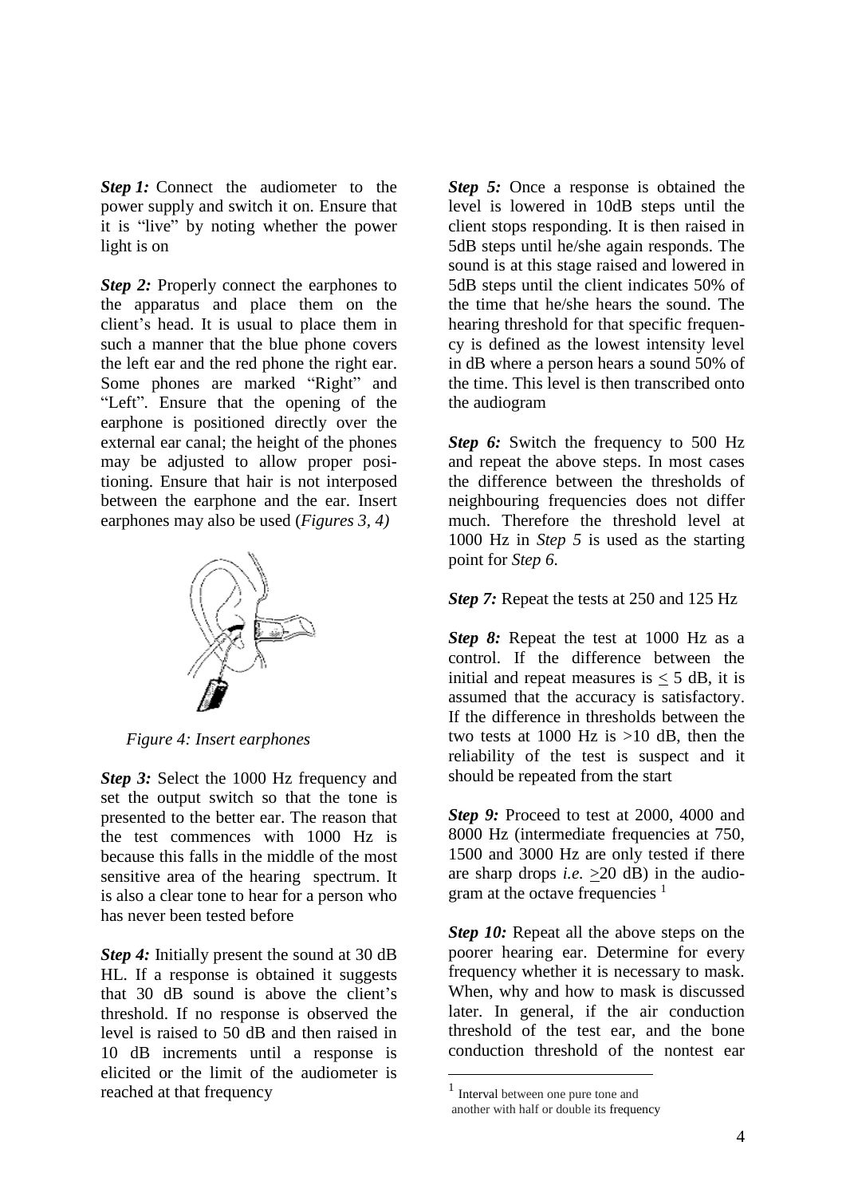***Step 1:*** Connect the audiometer to the power supply and switch it on. Ensure that it is "live" by noting whether the power light is on

***Step 2:*** Properly connect the earphones to the apparatus and place them on the client's head. It is usual to place them in such a manner that the blue phone covers the left ear and the red phone the right ear. Some phones are marked "Right" and "Left". Ensure that the opening of the earphone is positioned directly over the external ear canal; the height of the phones may be adjusted to allow proper positioning. Ensure that hair is not interposed between the earphone and the ear. Insert earphones may also be used (*Figures 3, 4)*

*Figure 4: Insert earphones*

***Step 3:*** Select the 1000 Hz frequency and set the output switch so that the tone is presented to the better ear. The reason that the test commences with 1000 Hz is because this falls in the middle of the most sensitive area of the hearing spectrum. It is also a clear tone to hear for a person who has never been tested before

***Step 4:*** Initially present the sound at 30 dB HL. If a response is obtained it suggests that 30 dB sound is above the client's threshold. If no response is observed the level is raised to 50 dB and then raised in 10 dB increments until a response is elicited or the limit of the audiometer is reached at that frequency

***Step 5:*** Once a response is obtained the level is lowered in 10dB steps until the client stops responding. It is then raised in 5dB steps until he/she again responds. The sound is at this stage raised and lowered in 5dB steps until the client indicates 50% of the time that he/she hears the sound. The hearing threshold for that specific frequency is defined as the lowest intensity level in dB where a person hears a sound 50% of the time. This level is then transcribed onto the audiogram

***Step 6:*** Switch the frequency to 500 Hz and repeat the above steps. In most cases the difference between the thresholds of neighbouring frequencies does not differ much. Therefore the threshold level at 1000 Hz in *Step 5* is used as the starting point for *Step 6*.

***Step 7:*** Repeat the tests at 250 and 125 Hz

***Step 8:*** Repeat the test at 1000 Hz as a control. If the difference between the initial and repeat measures is $\leq$ 5 dB, it is assumed that the accuracy is satisfactory. If the difference in thresholds between the two tests at 1000 Hz is >10 dB, then the reliability of the test is suspect and it should be repeated from the start

***Step 9:*** Proceed to test at 2000, 4000 and 8000 Hz (intermediate frequencies at 750, 1500 and 3000 Hz are only tested if there are sharp drops *i.e.* $\geq$20 dB) in the audiogram at the octave frequencies [1]

***Step 10:*** Repeat all the above steps on the poorer hearing ear. Determine for every frequency whether it is necessary to mask. When, why and how to mask is discussed later. In general, if the air conduction threshold of the test ear, and the bone conduction threshold of the nontest ear

[1] Interval between one pure tone and another with half or double its frequency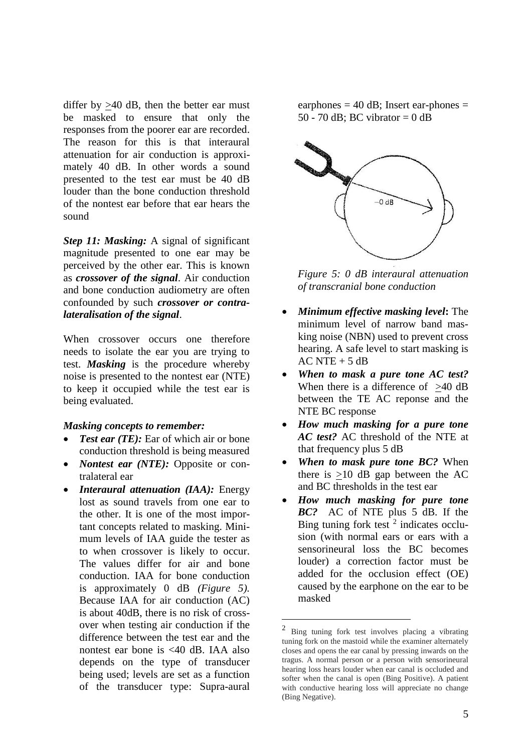differ by ≥40 dB, then the better ear must be masked to ensure that only the responses from the poorer ear are recorded. The reason for this is that interaural attenuation for air conduction is approximately 40 dB. In other words a sound presented to the test ear must be 40 dB louder than the bone conduction threshold of the nontest ear before that ear hears the sound

***Step 11: Masking:*** A signal of significant magnitude presented to one ear may be perceived by the other ear. This is known as ***crossover of the signal***. Air conduction and bone conduction audiometry are often confounded by such ***crossover or contralateralisation of the signal***.

When crossover occurs one therefore needs to isolate the ear you are trying to test. ***Masking*** is the procedure whereby noise is presented to the nontest ear (NTE) to keep it occupied while the test ear is being evaluated.

***Masking concepts to remember:***

- ***Test ear (TE):*** Ear of which air or bone conduction threshold is being measured
- ***Nontest ear (NTE):*** Opposite or contralateral ear
- ***Interaural attenuation (IAA):*** Energy lost as sound travels from one ear to the other. It is one of the most important concepts related to masking. Minimum levels of IAA guide the tester as to when crossover is likely to occur. The values differ for air and bone conduction. IAA for bone conduction is approximately 0 dB *(Figure 5).* Because IAA for air conduction (AC) is about 40dB, there is no risk of crossover when testing air conduction if the difference between the test ear and the nontest ear bone is <40 dB. IAA also depends on the type of transducer being used; levels are set as a function of the transducer type: Supra-aural earphones = 40 dB; Insert ear-phones = 50 - 70 dB; BC vibrator = 0 dB

~0 dB

*Figure 5: 0 dB interaural attenuation of transcranial bone conduction*

- ***Minimum effective masking level*:** The minimum level of narrow band masking noise (NBN) used to prevent cross hearing. A safe level to start masking is AC NTE + 5 dB
- ***When to mask a pure tone AC test?*** When there is a difference of ≥40 dB between the TE AC reponse and the NTE BC response
- ***How much masking for a pure tone AC test?*** AC threshold of the NTE at that frequency plus 5 dB
- ***When to mask pure tone BC?*** When there is ≥10 dB gap between the AC and BC thresholds in the test ear
- ***How much masking for pure tone BC?*** AC of NTE plus 5 dB. If the Bing tuning fork test [2] indicates occlusion (with normal ears or ears with a sensorineural loss the BC becomes louder) a correction factor must be added for the occlusion effect (OE) caused by the earphone on the ear to be masked

[2] Bing tuning fork test involves placing a vibrating tuning fork on the mastoid while the examiner alternately closes and opens the ear canal by pressing inwards on the tragus. A normal person or a person with sensorineural hearing loss hears louder when ear canal is occluded and softer when the canal is open (Bing Positive). A patient with conductive hearing loss will appreciate no change (Bing Negative).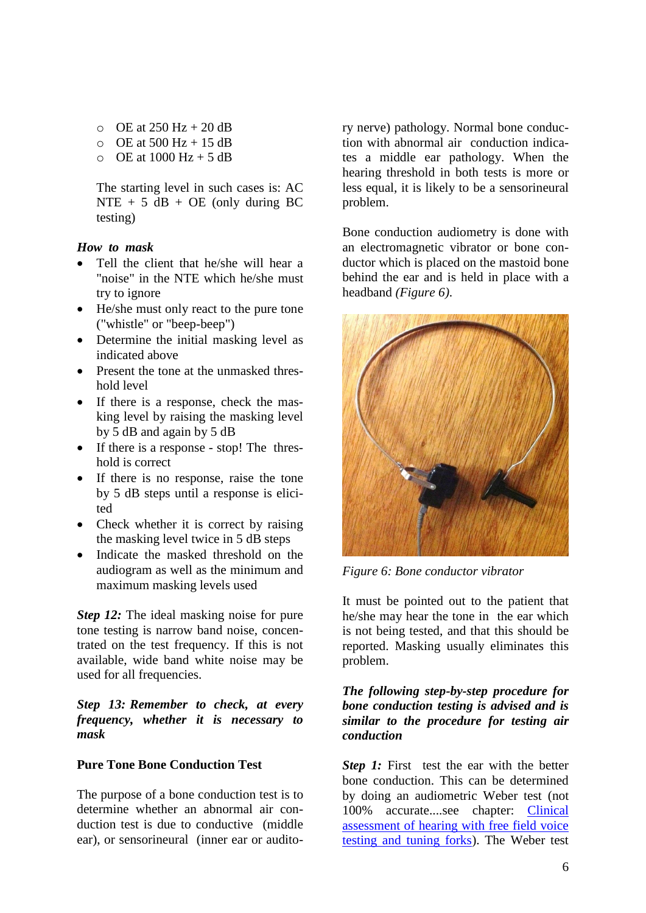- OE at 250 Hz + 20 dB
- OE at 500 Hz + 15 dB
- OE at 1000 Hz + 5 dB

The starting level in such cases is: AC NTE + 5 dB + OE (only during BC testing)

***How to mask***

- Tell the client that he/she will hear a "noise" in the NTE which he/she must try to ignore
- He/she must only react to the pure tone ("whistle" or "beep-beep")
- Determine the initial masking level as indicated above
- Present the tone at the unmasked threshold level
- If there is a response, check the masking level by raising the masking level by 5 dB and again by 5 dB
- If there is a response - stop! The threshold is correct
- If there is no response, raise the tone by 5 dB steps until a response is elicited
- Check whether it is correct by raising the masking level twice in 5 dB steps
- Indicate the masked threshold on the audiogram as well as the minimum and maximum masking levels used

***Step 12:*** The ideal masking noise for pure tone testing is narrow band noise, concentrated on the test frequency. If this is not available, wide band white noise may be used for all frequencies.

***Step 13: Remember to check, at every frequency, whether it is necessary to mask***

**Pure Tone Bone Conduction Test**

The purpose of a bone conduction test is to determine whether an abnormal air conduction test is due to conductive (middle ear), or sensorineural (inner ear or auditory nerve) pathology. Normal bone conduction with abnormal air conduction indicates a middle ear pathology. When the hearing threshold in both tests is more or less equal, it is likely to be a sensorineural problem.

Bone conduction audiometry is done with an electromagnetic vibrator or bone conductor which is placed on the mastoid bone behind the ear and is held in place with a headband *(Figure 6)*.

*Figure 6: Bone conductor vibrator*

It must be pointed out to the patient that he/she may hear the tone in the ear which is not being tested, and that this should be reported. Masking usually eliminates this problem.

***The following step-by-step procedure for bone conduction testing is advised and is similar to the procedure for testing air conduction***

***Step 1:*** First test the ear with the better bone conduction. This can be determined by doing an audiometric Weber test (not 100% accurate....see chapter: Clinical assessment of hearing with free field voice testing and tuning forks). The Weber test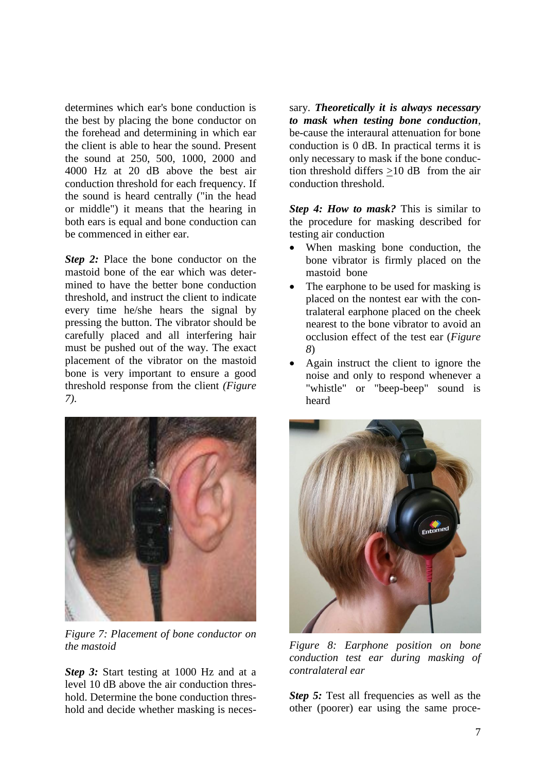determines which ear's bone conduction is the best by placing the bone conductor on the forehead and determining in which ear the client is able to hear the sound. Present the sound at 250, 500, 1000, 2000 and 4000 Hz at 20 dB above the best air conduction threshold for each frequency. If the sound is heard centrally ("in the head or middle") it means that the hearing in both ears is equal and bone conduction can be commenced in either ear.

***Step 2:*** Place the bone conductor on the mastoid bone of the ear which was determined to have the better bone conduction threshold, and instruct the client to indicate every time he/she hears the signal by pressing the button. The vibrator should be carefully placed and all interfering hair must be pushed out of the way. The exact placement of the vibrator on the mastoid bone is very important to ensure a good threshold response from the client *(Figure 7).*

*Figure 7: Placement of bone conductor on the mastoid*

***Step 3:*** Start testing at 1000 Hz and at a level 10 dB above the air conduction threshold. Determine the bone conduction threshold and decide whether masking is necessary. ***Theoretically it is always necessary to mask when testing bone conduction***, be-cause the interaural attenuation for bone conduction is 0 dB. In practical terms it is only necessary to mask if the bone conduction threshold differs ≥10 dB from the air conduction threshold.

***Step 4: How to mask?*** This is similar to the procedure for masking described for testing air conduction

- When masking bone conduction, the bone vibrator is firmly placed on the mastoid bone
- The earphone to be used for masking is placed on the nontest ear with the contralateral earphone placed on the cheek nearest to the bone vibrator to avoid an occlusion effect of the test ear (*Figure 8*)
- Again instruct the client to ignore the noise and only to respond whenever a "whistle" or "beep-beep" sound is heard

*Figure 8: Earphone position on bone conduction test ear during masking of contralateral ear*

***Step 5:*** Test all frequencies as well as the other (poorer) ear using the same proce-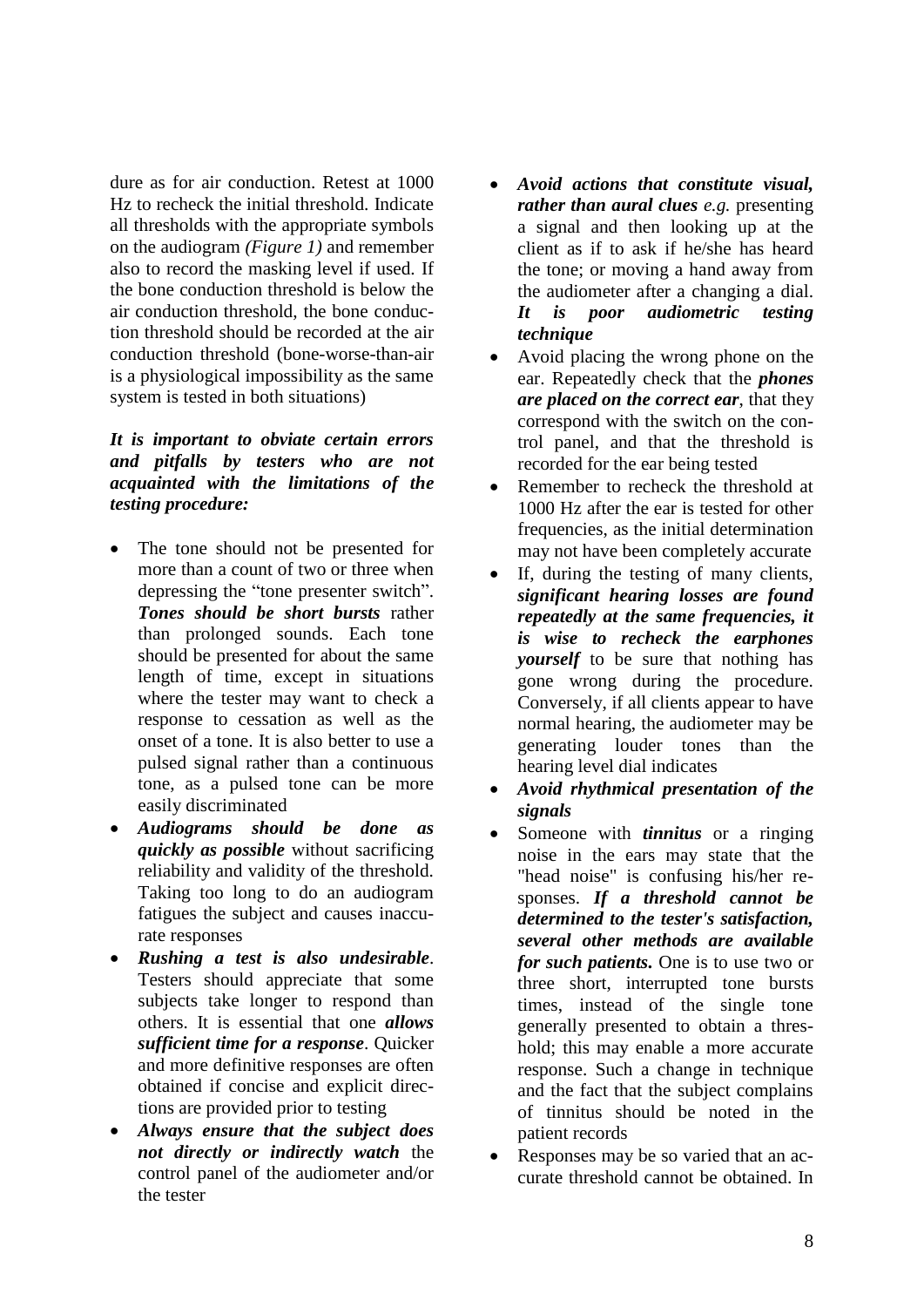dure as for air conduction. Retest at 1000 Hz to recheck the initial threshold. Indicate all thresholds with the appropriate symbols on the audiogram *(Figure 1)* and remember also to record the masking level if used. If the bone conduction threshold is below the air conduction threshold, the bone conduction threshold should be recorded at the air conduction threshold (bone-worse-than-air is a physiological impossibility as the same system is tested in both situations)

***It is important to obviate certain errors and pitfalls by testers who are not acquainted with the limitations of the testing procedure:***

- The tone should not be presented for more than a count of two or three when depressing the "tone presenter switch". ***Tones should be short bursts*** rather than prolonged sounds. Each tone should be presented for about the same length of time, except in situations where the tester may want to check a response to cessation as well as the onset of a tone. It is also better to use a pulsed signal rather than a continuous tone, as a pulsed tone can be more easily discriminated
- ***Audiograms should be done as quickly as possible*** without sacrificing reliability and validity of the threshold. Taking too long to do an audiogram fatigues the subject and causes inaccurate responses
- ***Rushing a test is also undesirable***. Testers should appreciate that some subjects take longer to respond than others. It is essential that one ***allows sufficient time for a response***. Quicker and more definitive responses are often obtained if concise and explicit directions are provided prior to testing
- ***Always ensure that the subject does not directly or indirectly watch*** the control panel of the audiometer and/or the tester
- ***Avoid actions that constitute visual, rather than aural clues*** *e.g.* presenting a signal and then looking up at the client as if to ask if he/she has heard the tone; or moving a hand away from the audiometer after a changing a dial. ***It is poor audiometric testing technique***
- Avoid placing the wrong phone on the ear. Repeatedly check that the ***phones are placed on the correct ear***, that they correspond with the switch on the control panel, and that the threshold is recorded for the ear being tested
- Remember to recheck the threshold at 1000 Hz after the ear is tested for other frequencies, as the initial determination may not have been completely accurate
- If, during the testing of many clients, ***significant hearing losses are found repeatedly at the same frequencies, it is wise to recheck the earphones yourself*** to be sure that nothing has gone wrong during the procedure. Conversely, if all clients appear to have normal hearing, the audiometer may be generating louder tones than the hearing level dial indicates
- ***Avoid rhythmical presentation of the signals***
- Someone with ***tinnitus*** or a ringing noise in the ears may state that the "head noise" is confusing his/her responses. ***If a threshold cannot be determined to the tester's satisfaction, several other methods are available for such patients.*** One is to use two or three short, interrupted tone bursts times, instead of the single tone generally presented to obtain a threshold; this may enable a more accurate response. Such a change in technique and the fact that the subject complains of tinnitus should be noted in the patient records
- Responses may be so varied that an accurate threshold cannot be obtained. In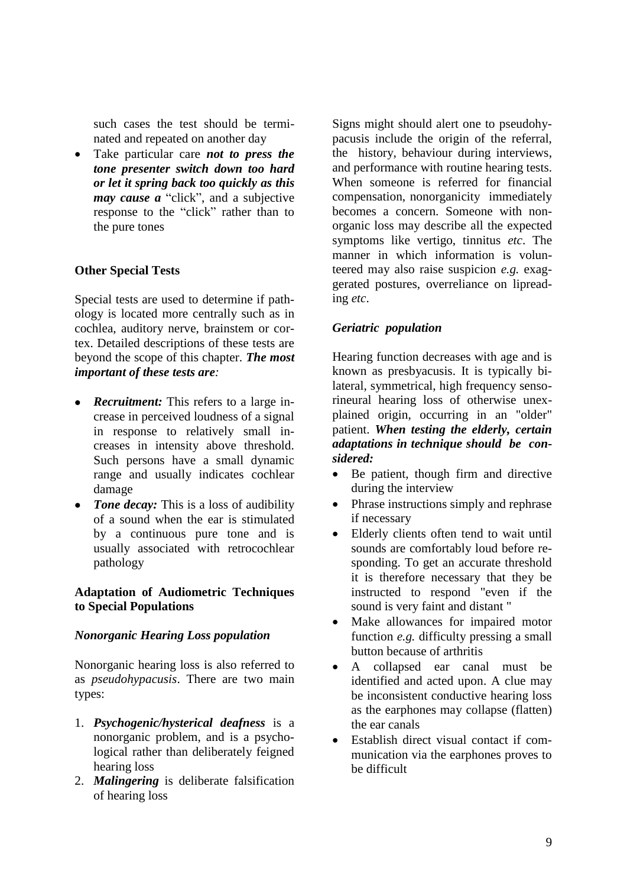such cases the test should be terminated and repeated on another day

- Take particular care ***not to press the tone presenter switch down too hard or let it spring back too quickly as this may cause a*** "click", and a subjective response to the "click" rather than to the pure tones

**Other Special Tests**

Special tests are used to determine if pathology is located more centrally such as in cochlea, auditory nerve, brainstem or cortex. Detailed descriptions of these tests are beyond the scope of this chapter. ***The most important of these tests are:***

- ***Recruitment:*** This refers to a large increase in perceived loudness of a signal in response to relatively small increases in intensity above threshold. Such persons have a small dynamic range and usually indicates cochlear damage
- ***Tone decay:*** This is a loss of audibility of a sound when the ear is stimulated by a continuous pure tone and is usually associated with retrocochlear pathology

**Adaptation of Audiometric Techniques to Special Populations**

***Nonorganic Hearing Loss population***

Nonorganic hearing loss is also referred to as *pseudohypacusis*. There are two main types:

1. ***Psychogenic/hysterical deafness*** is a nonorganic problem, and is a psychological rather than deliberately feigned hearing loss
2. ***Malingering*** is deliberate falsification of hearing loss

Signs might should alert one to pseudohypacusis include the origin of the referral, the history, behaviour during interviews, and performance with routine hearing tests. When someone is referred for financial compensation, nonorganicity immediately becomes a concern. Someone with nonorganic loss may describe all the expected symptoms like vertigo, tinnitus *etc*. The manner in which information is volunteered may also raise suspicion *e.g.* exaggerated postures, overreliance on lipreading *etc*.

***Geriatric population***

Hearing function decreases with age and is known as presbyacusis. It is typically bilateral, symmetrical, high frequency sensorineural hearing loss of otherwise unexplained origin, occurring in an "older" patient. ***When testing the elderly, certain adaptations in technique should be considered:***

- Be patient, though firm and directive during the interview
- Phrase instructions simply and rephrase if necessary
- Elderly clients often tend to wait until sounds are comfortably loud before responding. To get an accurate threshold it is therefore necessary that they be instructed to respond "even if the sound is very faint and distant "
- Make allowances for impaired motor function *e.g.* difficulty pressing a small button because of arthritis
- A collapsed ear canal must be identified and acted upon. A clue may be inconsistent conductive hearing loss as the earphones may collapse (flatten) the ear canals
- Establish direct visual contact if communication via the earphones proves to be difficult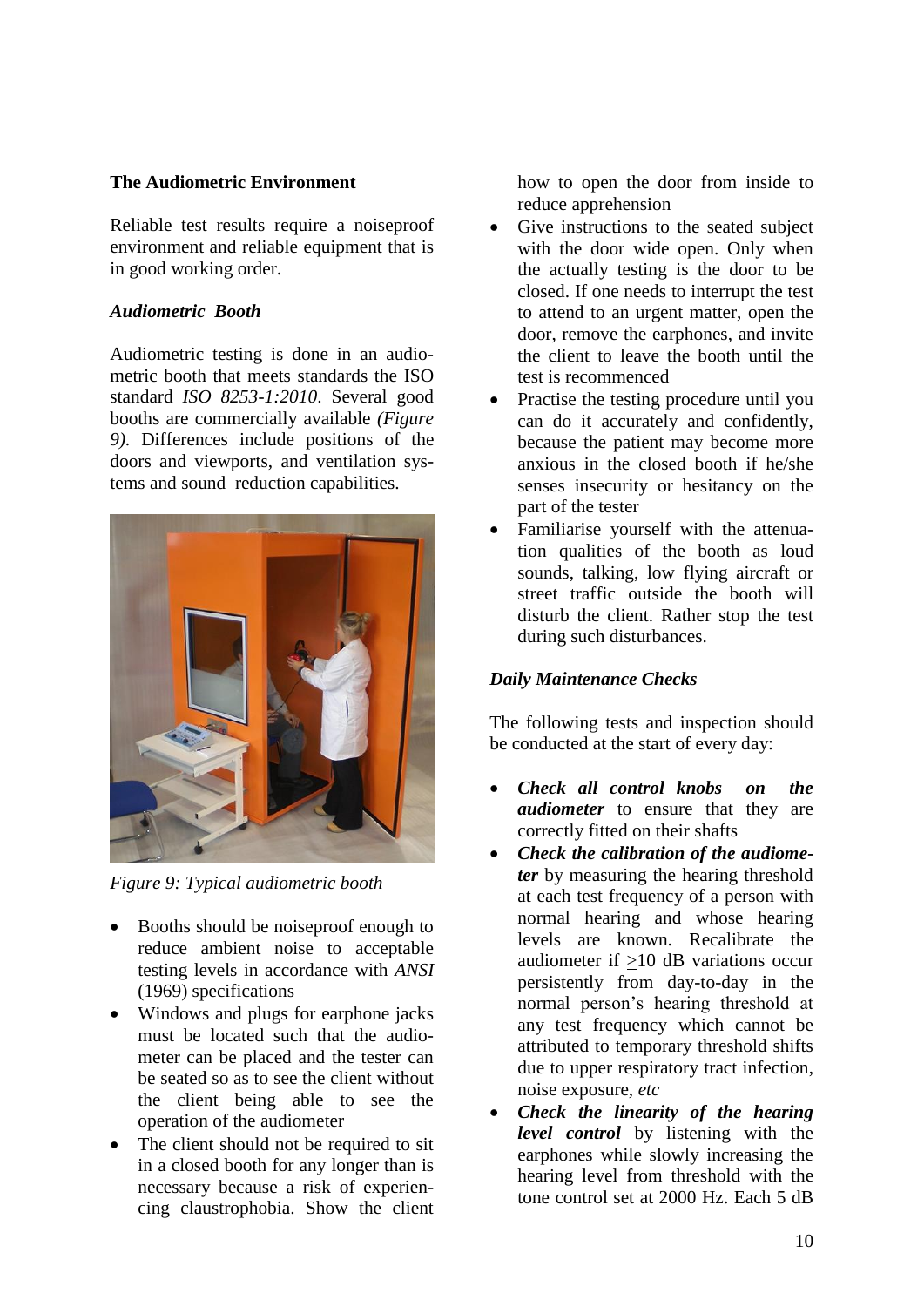## The Audiometric Environment

Reliable test results require a noiseproof environment and reliable equipment that is in good working order.

### *Audiometric Booth*

Audiometric testing is done in an audiometric booth that meets standards the ISO standard *ISO 8253-1:2010*. Several good booths are commercially available *(Figure 9)*. Differences include positions of the doors and viewports, and ventilation systems and sound reduction capabilities.

*Figure 9: Typical audiometric booth*

- Booths should be noiseproof enough to reduce ambient noise to acceptable testing levels in accordance with *ANSI* (1969) specifications
- Windows and plugs for earphone jacks must be located such that the audiometer can be placed and the tester can be seated so as to see the client without the client being able to see the operation of the audiometer
- The client should not be required to sit in a closed booth for any longer than is necessary because a risk of experiencing claustrophobia. Show the client how to open the door from inside to reduce apprehension
- Give instructions to the seated subject with the door wide open. Only when the actually testing is the door to be closed. If one needs to interrupt the test to attend to an urgent matter, open the door, remove the earphones, and invite the client to leave the booth until the test is recommenced
- Practise the testing procedure until you can do it accurately and confidently, because the patient may become more anxious in the closed booth if he/she senses insecurity or hesitancy on the part of the tester
- Familiarise yourself with the attenuation qualities of the booth as loud sounds, talking, low flying aircraft or street traffic outside the booth will disturb the client. Rather stop the test during such disturbances.

### *Daily Maintenance Checks*

The following tests and inspection should be conducted at the start of every day:

- ***Check all control knobs on the audiometer*** to ensure that they are correctly fitted on their shafts
- ***Check the calibration of the audiometer*** by measuring the hearing threshold at each test frequency of a person with normal hearing and whose hearing levels are known. Recalibrate the audiometer if $\geq$10 dB variations occur persistently from day-to-day in the normal person's hearing threshold at any test frequency which cannot be attributed to temporary threshold shifts due to upper respiratory tract infection, noise exposure, *etc*
- ***Check the linearity of the hearing level control*** by listening with the earphones while slowly increasing the hearing level from threshold with the tone control set at 2000 Hz. Each 5 dB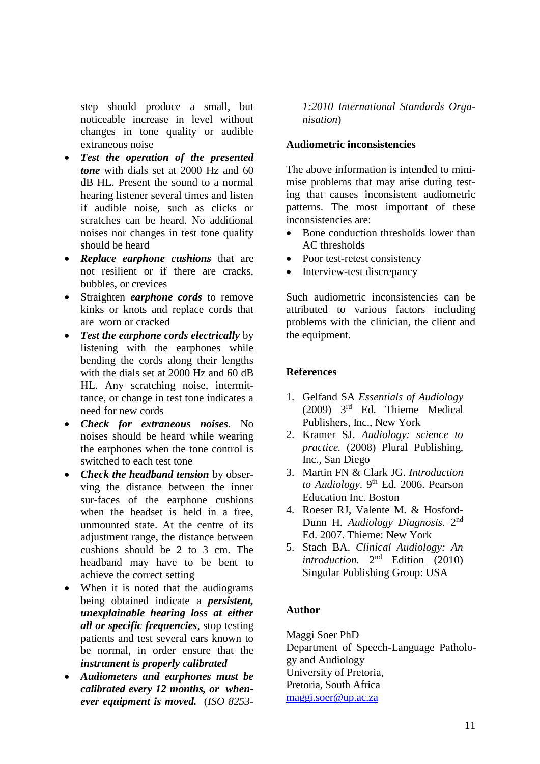step should produce a small, but noticeable increase in level without changes in tone quality or audible extraneous noise

- ***Test the operation of the presented tone*** with dials set at 2000 Hz and 60 dB HL. Present the sound to a normal hearing listener several times and listen if audible noise, such as clicks or scratches can be heard. No additional noises nor changes in test tone quality should be heard
- ***Replace earphone cushions*** that are not resilient or if there are cracks, bubbles, or crevices
- Straighten ***earphone cords*** to remove kinks or knots and replace cords that are worn or cracked
- ***Test the earphone cords electrically*** by listening with the earphones while bending the cords along their lengths with the dials set at 2000 Hz and 60 dB HL. Any scratching noise, intermittance, or change in test tone indicates a need for new cords
- ***Check for extraneous noises***. No noises should be heard while wearing the earphones when the tone control is switched to each test tone
- ***Check the headband tension*** by observing the distance between the inner sur-faces of the earphone cushions when the headset is held in a free, unmounted state. At the centre of its adjustment range, the distance between cushions should be 2 to 3 cm. The headband may have to be bent to achieve the correct setting
- When it is noted that the audiograms being obtained indicate a ***persistent, unexplainable hearing loss at either all or specific frequencies***, stop testing patients and test several ears known to be normal, in order ensure that the ***instrument is properly calibrated***
- ***Audiometers and earphones must be calibrated every 12 months, or whenever equipment is moved.*** (*ISO 8253-1:2010 International Standards Organisation*)

**Audiometric inconsistencies**

The above information is intended to minimise problems that may arise during testing that causes inconsistent audiometric patterns. The most important of these inconsistencies are:

- Bone conduction thresholds lower than AC thresholds
- Poor test-retest consistency
- Interview-test discrepancy

Such audiometric inconsistencies can be attributed to various factors including problems with the clinician, the client and the equipment.

**References**

1. Gelfand SA *Essentials of Audiology* (2009) 3rd Ed. Thieme Medical Publishers, Inc., New York
2. Kramer SJ. *Audiology: science to practice.* (2008) Plural Publishing, Inc., San Diego
3. Martin FN & Clark JG. *Introduction to Audiology*. 9th Ed. 2006. Pearson Education Inc. Boston
4. Roeser RJ, Valente M. & Hosford-Dunn H. *Audiology Diagnosis*. 2nd Ed. 2007. Thieme: New York
5. Stach BA. *Clinical Audiology: An introduction.* 2nd Edition (2010) Singular Publishing Group: USA

**Author**

Maggi Soer PhD
Department of Speech-Language Pathology and Audiology
University of Pretoria,
Pretoria, South Africa
maggi.soer@up.ac.za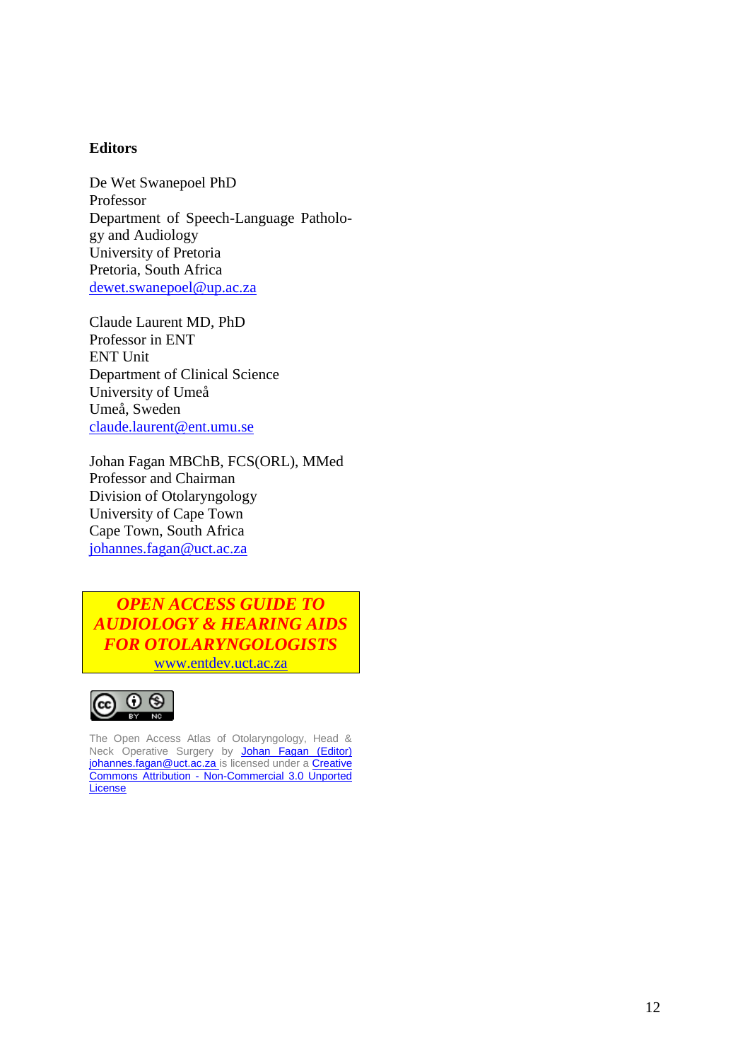**Editors**

De Wet Swanepoel PhD
Professor
Department of Speech-Language Pathology and Audiology
University of Pretoria
Pretoria, South Africa
dewet.swanepoel@up.ac.za

Claude Laurent MD, PhD
Professor in ENT
ENT Unit
Department of Clinical Science
University of Umeå
Umeå, Sweden
claude.laurent@ent.umu.se

Johan Fagan MBChB, FCS(ORL), MMed
Professor and Chairman
Division of Otolaryngology
University of Cape Town
Cape Town, South Africa
johannes.fagan@uct.ac.za

***OPEN ACCESS GUIDE TO AUDIOLOGY & HEARING AIDS FOR OTOLARYNGOLOGISTS***
www.entdev.uct.ac.za

The Open Access Atlas of Otolaryngology, Head & Neck Operative Surgery by Johan Fagan (Editor) johannes.fagan@uct.ac.za is licensed under a Creative Commons Attribution - Non-Commercial 3.0 Unported License